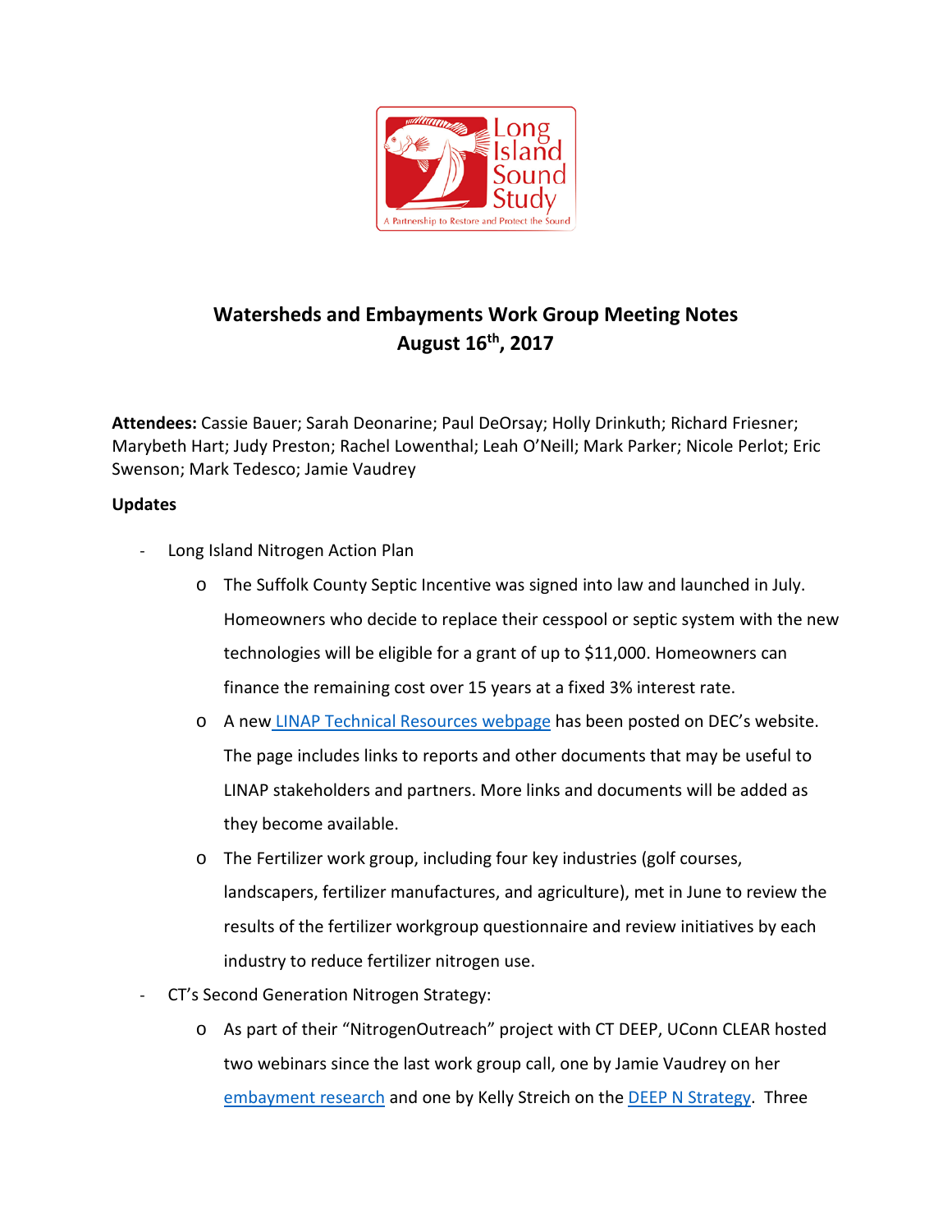# Watersheds and Embayments Work Group Meeting Notes
## August 16th, 2017

**Attendees:** Cassie Bauer; Sarah Deonarine; Paul DeOrsay; Holly Drinkuth; Richard Friesner; Marybeth Hart; Judy Preston; Rachel Lowenthal; Leah O'Neill; Mark Parker; Nicole Perlot; Eric Swenson; Mark Tedesco; Jamie Vaudrey

**Updates**

- Long Island Nitrogen Action Plan
  - The Suffolk County Septic Incentive was signed into law and launched in July. Homeowners who decide to replace their cesspool or septic system with the new technologies will be eligible for a grant of up to $11,000. Homeowners can finance the remaining cost over 15 years at a fixed 3% interest rate.
  - A new LINAP Technical Resources webpage has been posted on DEC's website. The page includes links to reports and other documents that may be useful to LINAP stakeholders and partners. More links and documents will be added as they become available.
  - The Fertilizer work group, including four key industries (golf courses, landscapers, fertilizer manufactures, and agriculture), met in June to review the results of the fertilizer workgroup questionnaire and review initiatives by each industry to reduce fertilizer nitrogen use.
- CT's Second Generation Nitrogen Strategy:
  - As part of their "NitrogenOutreach" project with CT DEEP, UConn CLEAR hosted two webinars since the last work group call, one by Jamie Vaudrey on her embayment research and one by Kelly Streich on the DEEP N Strategy. Three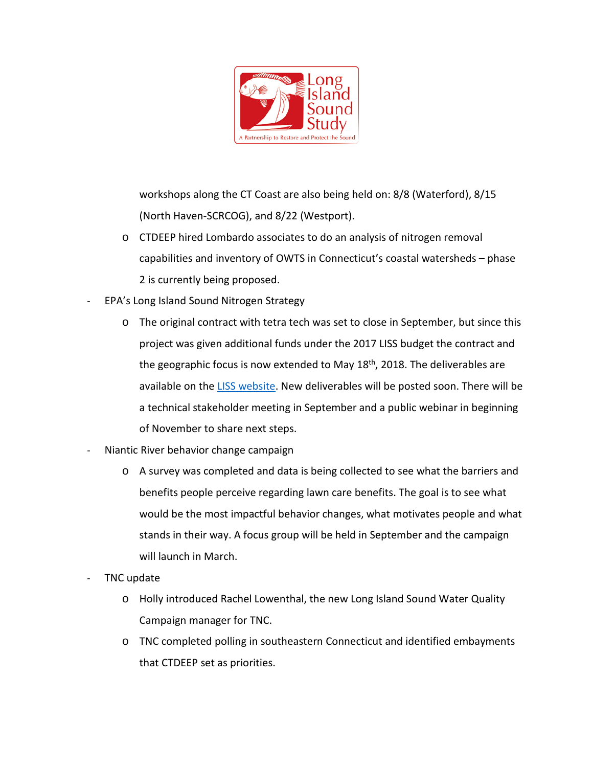workshops along the CT Coast are also being held on: 8/8 (Waterford), 8/15 (North Haven-SCRCOG), and 8/22 (Westport).

- CTDEEP hired Lombardo associates to do an analysis of nitrogen removal capabilities and inventory of OWTS in Connecticut's coastal watersheds – phase 2 is currently being proposed.

- EPA's Long Island Sound Nitrogen Strategy
  - The original contract with tetra tech was set to close in September, but since this project was given additional funds under the 2017 LISS budget the contract and the geographic focus is now extended to May 18th, 2018. The deliverables are available on the [LISS website](). New deliverables will be posted soon. There will be a technical stakeholder meeting in September and a public webinar in beginning of November to share next steps.
- Niantic River behavior change campaign
  - A survey was completed and data is being collected to see what the barriers and benefits people perceive regarding lawn care benefits. The goal is to see what would be the most impactful behavior changes, what motivates people and what stands in their way. A focus group will be held in September and the campaign will launch in March.
- TNC update
  - Holly introduced Rachel Lowenthal, the new Long Island Sound Water Quality Campaign manager for TNC.
  - TNC completed polling in southeastern Connecticut and identified embayments that CTDEEP set as priorities.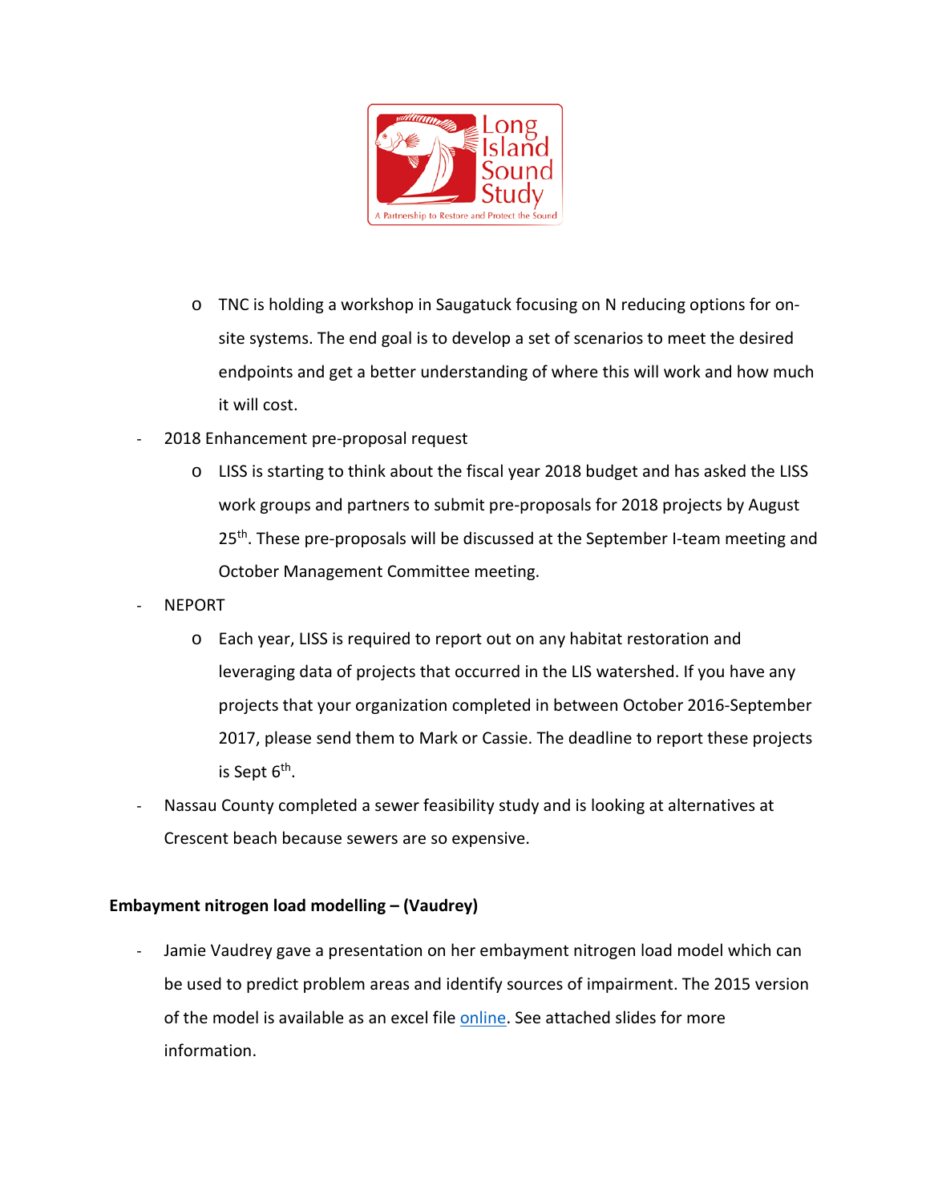- TNC is holding a workshop in Saugatuck focusing on N reducing options for on-site systems. The end goal is to develop a set of scenarios to meet the desired endpoints and get a better understanding of where this will work and how much it will cost.

- 2018 Enhancement pre-proposal request
  - LISS is starting to think about the fiscal year 2018 budget and has asked the LISS work groups and partners to submit pre-proposals for 2018 projects by August 25th. These pre-proposals will be discussed at the September I-team meeting and October Management Committee meeting.
- NEPORT
  - Each year, LISS is required to report out on any habitat restoration and leveraging data of projects that occurred in the LIS watershed. If you have any projects that your organization completed in between October 2016-September 2017, please send them to Mark or Cassie. The deadline to report these projects is Sept 6th.
- Nassau County completed a sewer feasibility study and is looking at alternatives at Crescent beach because sewers are so expensive.

**Embayment nitrogen load modelling – (Vaudrey)**

- Jamie Vaudrey gave a presentation on her embayment nitrogen load model which can be used to predict problem areas and identify sources of impairment. The 2015 version of the model is available as an excel file online. See attached slides for more information.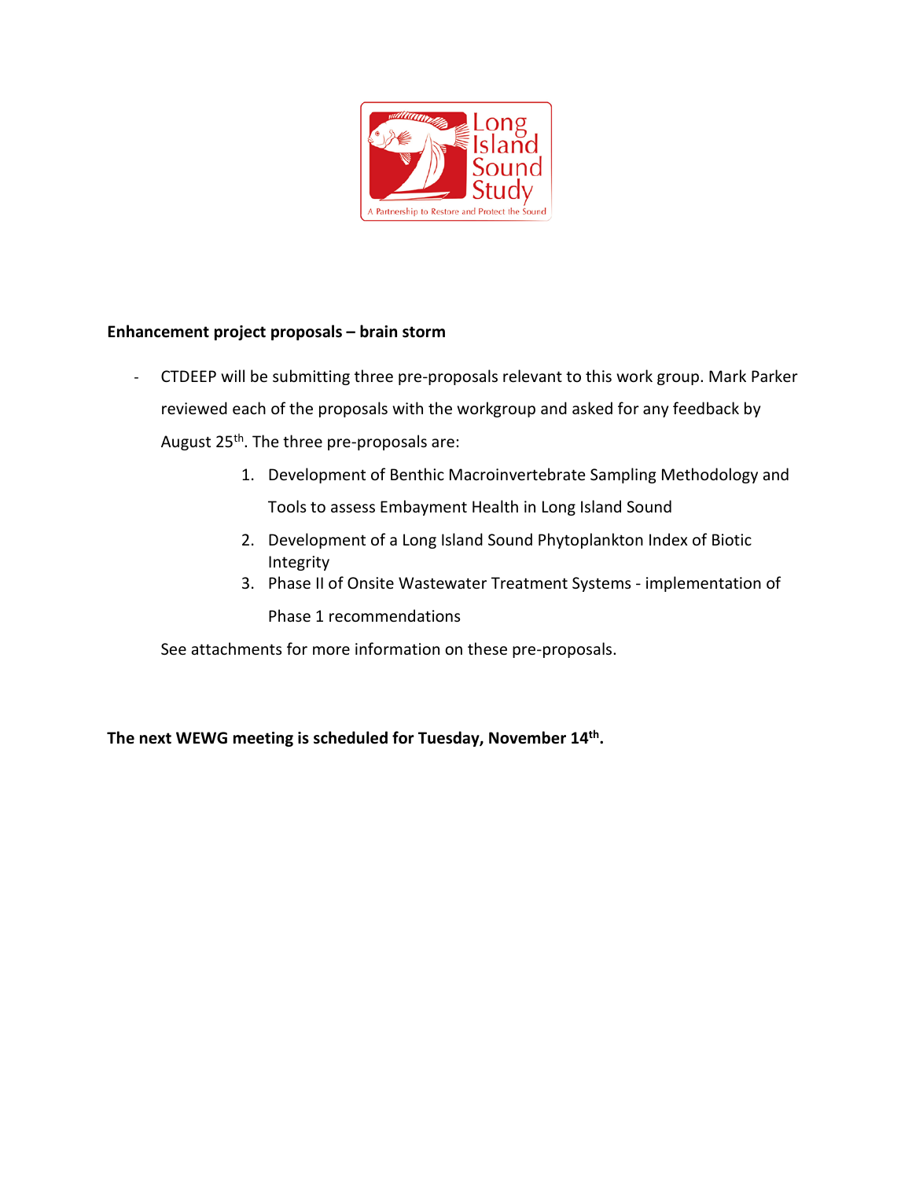**Enhancement project proposals – brain storm**

- CTDEEP will be submitting three pre-proposals relevant to this work group. Mark Parker reviewed each of the proposals with the workgroup and asked for any feedback by August 25th. The three pre-proposals are:
    1. Development of Benthic Macroinvertebrate Sampling Methodology and Tools to assess Embayment Health in Long Island Sound
    2. Development of a Long Island Sound Phytoplankton Index of Biotic Integrity
    3. Phase II of Onsite Wastewater Treatment Systems - implementation of Phase 1 recommendations

  See attachments for more information on these pre-proposals.

**The next WEWG meeting is scheduled for Tuesday, November 14th.**